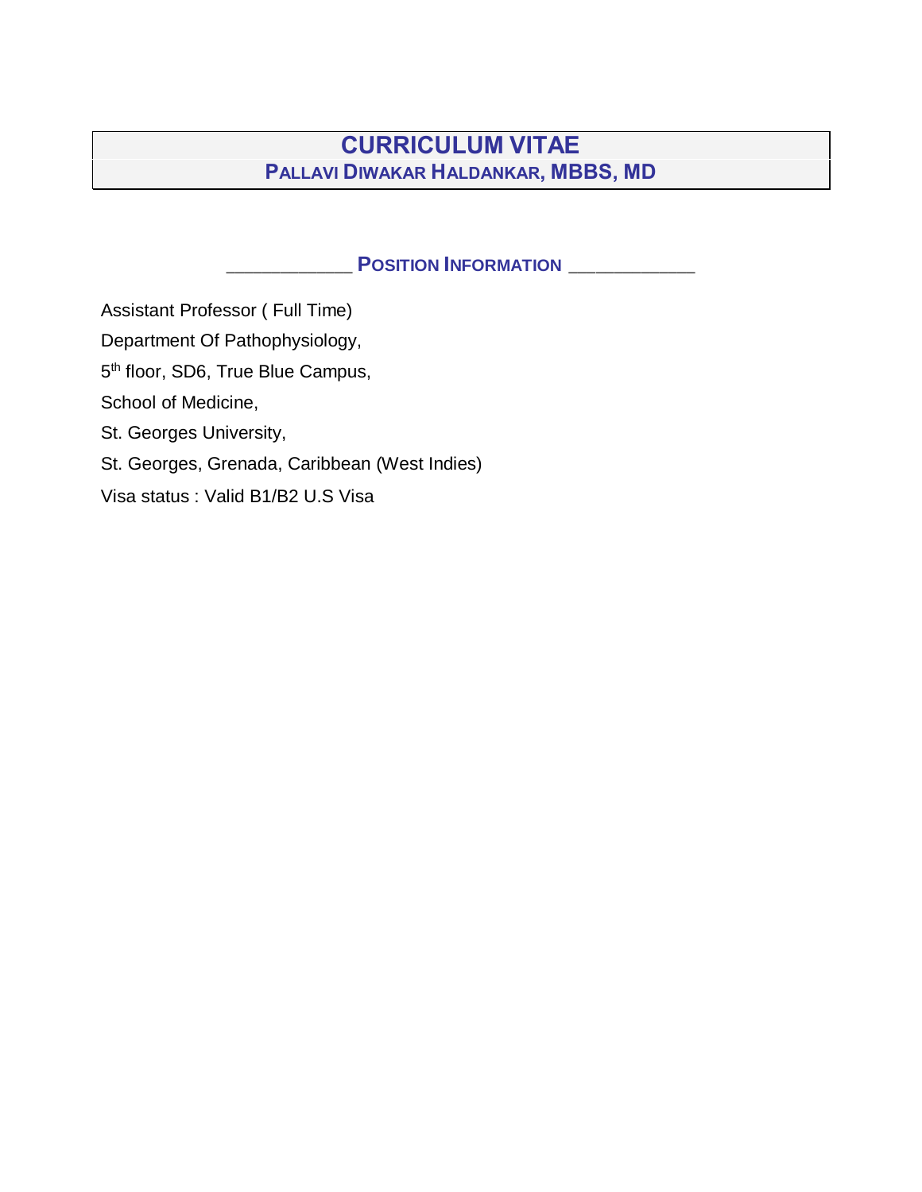# CURRICULUM VITAE

## PALLAVI DIWAKAR HALDANKAR, MBBS, MD

### POSITION INFORMATION

Assistant Professor ( Full Time)

Department Of Pathophysiology,

5th floor, SD6, True Blue Campus,

School of Medicine,

St. Georges University,

St. Georges, Grenada, Caribbean (West Indies)

Visa status : Valid B1/B2 U.S Visa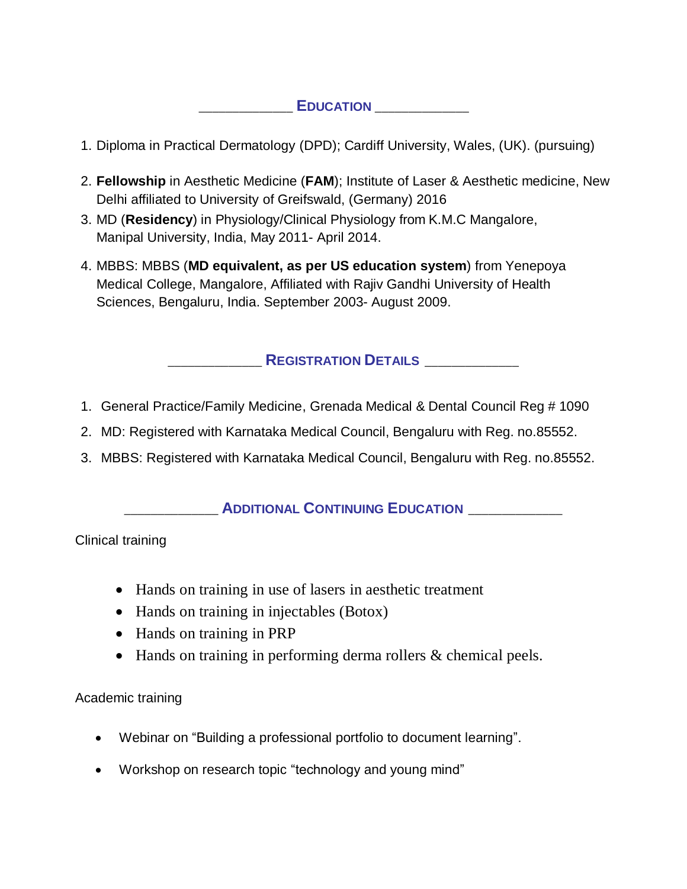## Education

1. Diploma in Practical Dermatology (DPD); Cardiff University, Wales, (UK). (pursuing)
2. **Fellowship** in Aesthetic Medicine (**FAM**); Institute of Laser & Aesthetic medicine, New Delhi affiliated to University of Greifswald, (Germany) 2016
3. MD (**Residency**) in Physiology/Clinical Physiology from K.M.C Mangalore, Manipal University, India, May 2011- April 2014.
4. MBBS: MBBS (**MD equivalent, as per US education system**) from Yenepoya Medical College, Mangalore, Affiliated with Rajiv Gandhi University of Health Sciences, Bengaluru, India. September 2003- August 2009.

## Registration Details

1. General Practice/Family Medicine, Grenada Medical & Dental Council Reg # 1090
2. MD: Registered with Karnataka Medical Council, Bengaluru with Reg. no.85552.
3. MBBS: Registered with Karnataka Medical Council, Bengaluru with Reg. no.85552.

## Additional Continuing Education

Clinical training

- Hands on training in use of lasers in aesthetic treatment
- Hands on training in injectables (Botox)
- Hands on training in PRP
- Hands on training in performing derma rollers & chemical peels.

Academic training

- Webinar on “Building a professional portfolio to document learning”.
- Workshop on research topic “technology and young mind”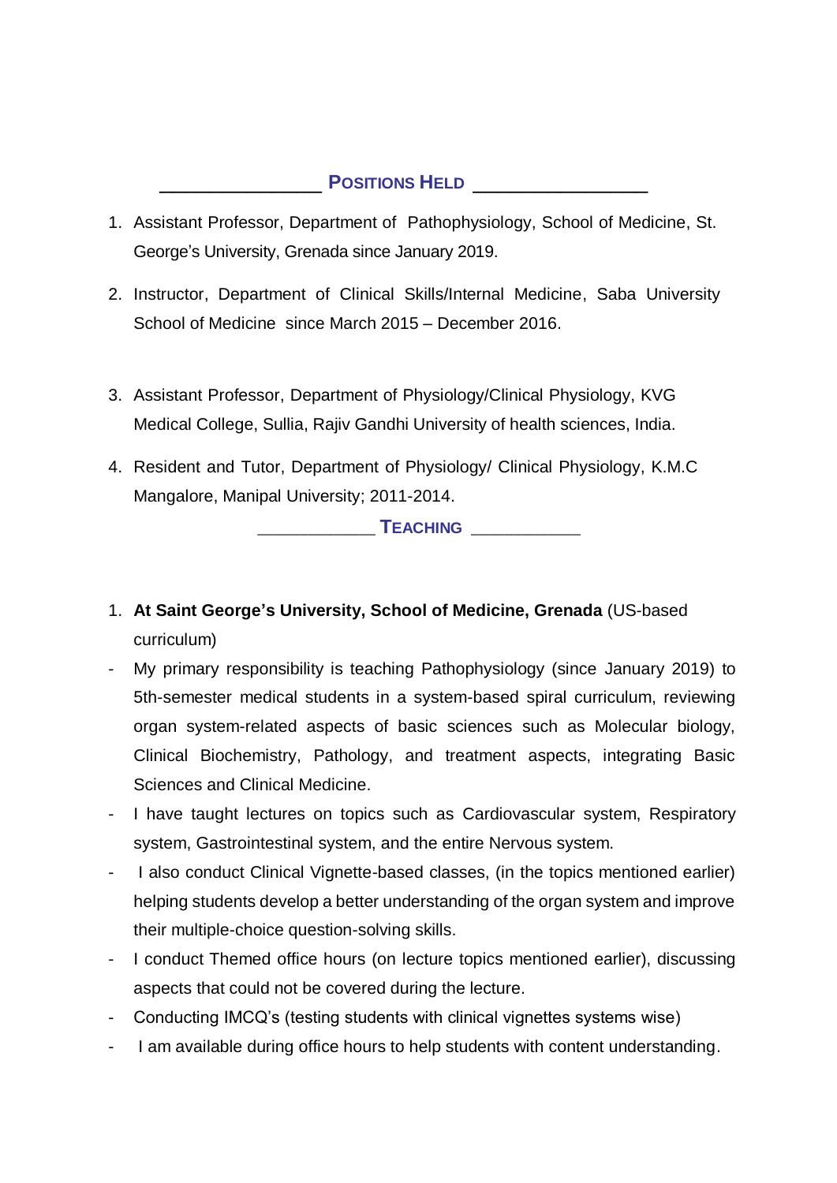## Positions Held

1. Assistant Professor, Department of Pathophysiology, School of Medicine, St. George's University, Grenada since January 2019.
2. Instructor, Department of Clinical Skills/Internal Medicine, Saba University School of Medicine since March 2015 – December 2016.
3. Assistant Professor, Department of Physiology/Clinical Physiology, KVG Medical College, Sullia, Rajiv Gandhi University of health sciences, India.
4. Resident and Tutor, Department of Physiology/ Clinical Physiology, K.M.C Mangalore, Manipal University; 2011-2014.

## Teaching

1. **At Saint George's University, School of Medicine, Grenada** (US-based curriculum)

- My primary responsibility is teaching Pathophysiology (since January 2019) to 5th-semester medical students in a system-based spiral curriculum, reviewing organ system-related aspects of basic sciences such as Molecular biology, Clinical Biochemistry, Pathology, and treatment aspects, integrating Basic Sciences and Clinical Medicine.
- I have taught lectures on topics such as Cardiovascular system, Respiratory system, Gastrointestinal system, and the entire Nervous system.
- I also conduct Clinical Vignette-based classes, (in the topics mentioned earlier) helping students develop a better understanding of the organ system and improve their multiple-choice question-solving skills.
- I conduct Themed office hours (on lecture topics mentioned earlier), discussing aspects that could not be covered during the lecture.
- Conducting IMCQ's (testing students with clinical vignettes systems wise)
- I am available during office hours to help students with content understanding.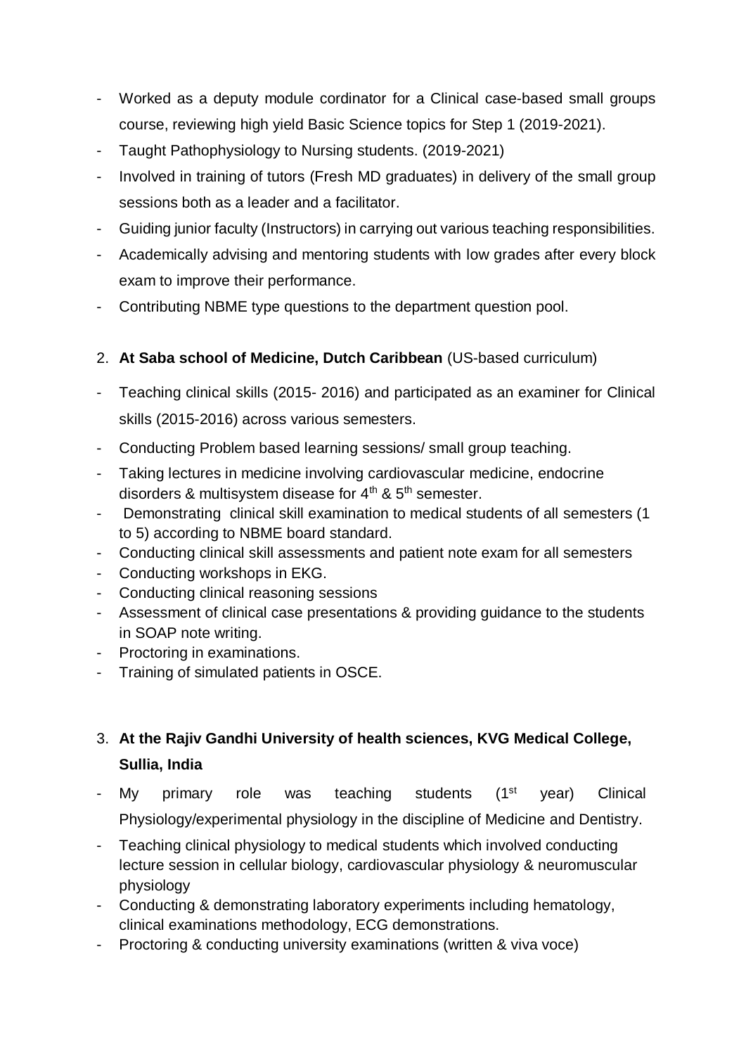- Worked as a deputy module cordinator for a Clinical case-based small groups course, reviewing high yield Basic Science topics for Step 1 (2019-2021).
- Taught Pathophysiology to Nursing students. (2019-2021)
- Involved in training of tutors (Fresh MD graduates) in delivery of the small group sessions both as a leader and a facilitator.
- Guiding junior faculty (Instructors) in carrying out various teaching responsibilities.
- Academically advising and mentoring students with low grades after every block exam to improve their performance.
- Contributing NBME type questions to the department question pool.

2. **At Saba school of Medicine, Dutch Caribbean** (US-based curriculum)

- Teaching clinical skills (2015- 2016) and participated as an examiner for Clinical skills (2015-2016) across various semesters.
- Conducting Problem based learning sessions/ small group teaching.
- Taking lectures in medicine involving cardiovascular medicine, endocrine disorders & multisystem disease for 4th & 5th semester.
- Demonstrating clinical skill examination to medical students of all semesters (1 to 5) according to NBME board standard.
- Conducting clinical skill assessments and patient note exam for all semesters
- Conducting workshops in EKG.
- Conducting clinical reasoning sessions
- Assessment of clinical case presentations & providing guidance to the students in SOAP note writing.
- Proctoring in examinations.
- Training of simulated patients in OSCE.

3. **At the Rajiv Gandhi University of health sciences, KVG Medical College, Sullia, India**

- My primary role was teaching students (1st year) Clinical Physiology/experimental physiology in the discipline of Medicine and Dentistry.
- Teaching clinical physiology to medical students which involved conducting lecture session in cellular biology, cardiovascular physiology & neuromuscular physiology
- Conducting & demonstrating laboratory experiments including hematology, clinical examinations methodology, ECG demonstrations.
- Proctoring & conducting university examinations (written & viva voce)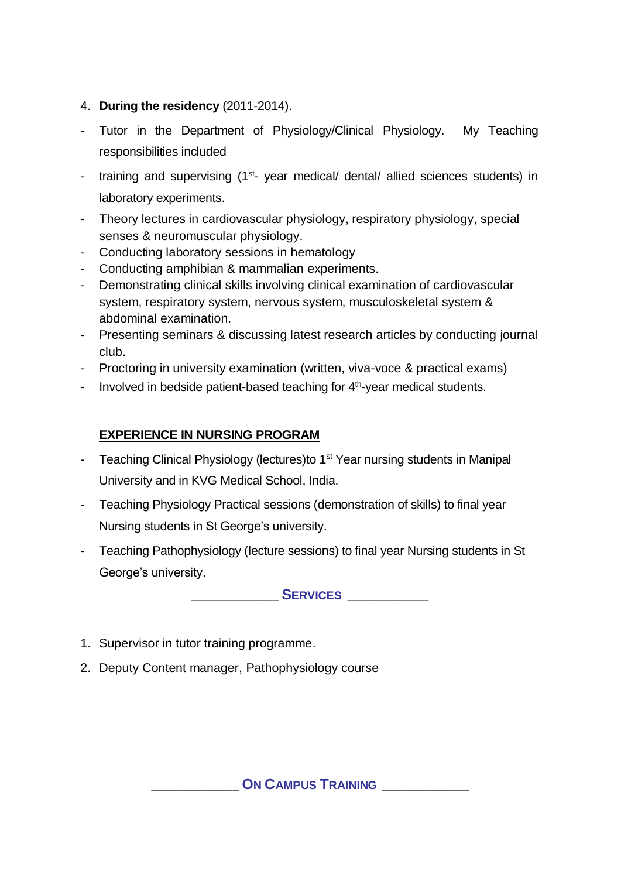4. **During the residency** (2011-2014).

- Tutor in the Department of Physiology/Clinical Physiology. My Teaching responsibilities included
- training and supervising (1st- year medical/ dental/ allied sciences students) in laboratory experiments.
- Theory lectures in cardiovascular physiology, respiratory physiology, special senses & neuromuscular physiology.
- Conducting laboratory sessions in hematology
- Conducting amphibian & mammalian experiments.
- Demonstrating clinical skills involving clinical examination of cardiovascular system, respiratory system, nervous system, musculoskeletal system & abdominal examination.
- Presenting seminars & discussing latest research articles by conducting journal club.
- Proctoring in university examination (written, viva-voce & practical exams)
- Involved in bedside patient-based teaching for 4th-year medical students.

**EXPERIENCE IN NURSING PROGRAM**

- Teaching Clinical Physiology (lectures)to 1st Year nursing students in Manipal University and in KVG Medical School, India.
- Teaching Physiology Practical sessions (demonstration of skills) to final year Nursing students in St George's university.
- Teaching Pathophysiology (lecture sessions) to final year Nursing students in St George's university.

## SERVICES

1. Supervisor in tutor training programme.
2. Deputy Content manager, Pathophysiology course

## ON CAMPUS TRAINING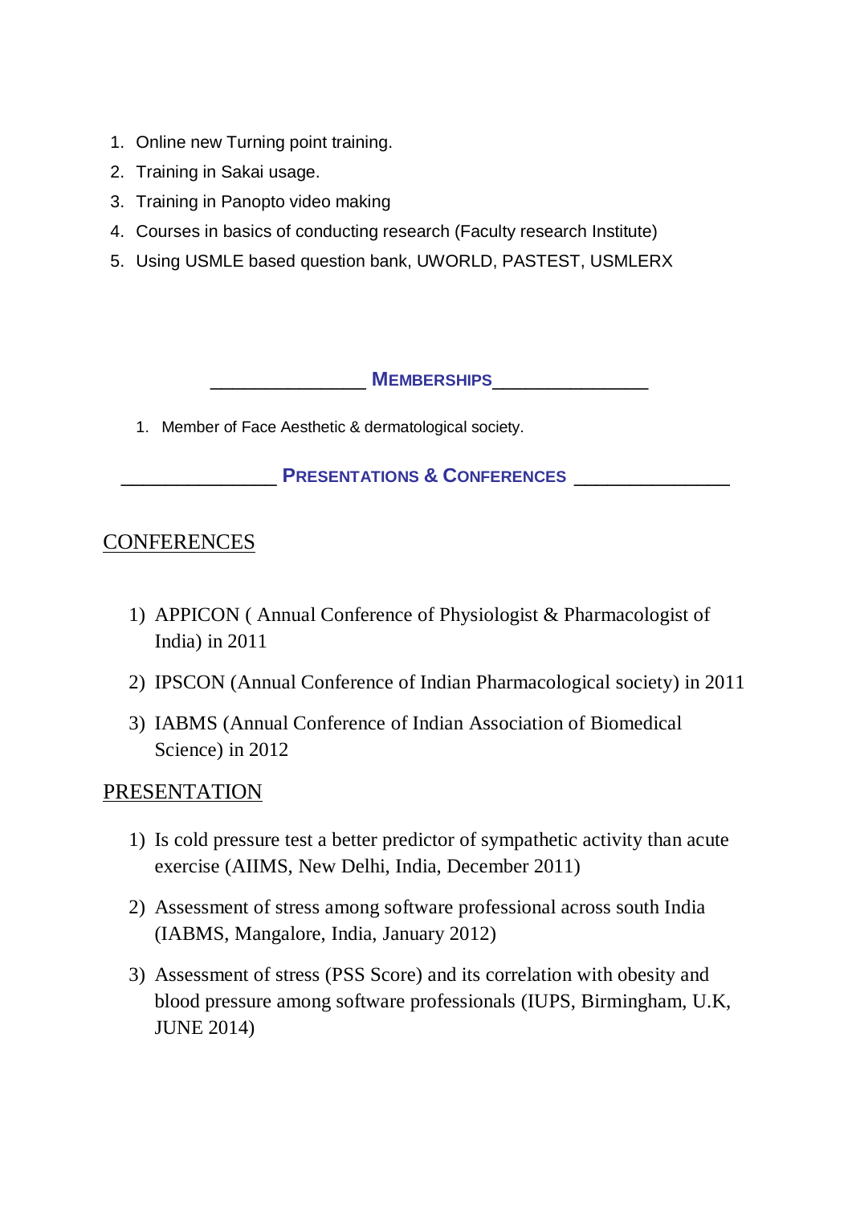1. Online new Turning point training.
2. Training in Sakai usage.
3. Training in Panopto video making
4. Courses in basics of conducting research (Faculty research Institute)
5. Using USMLE based question bank, UWORLD, PASTEST, USMLERX

## MEMBERSHIPS

1. Member of Face Aesthetic & dermatological society.

## PRESENTATIONS & CONFERENCES

### CONFERENCES

1) APPICON ( Annual Conference of Physiologist & Pharmacologist of India) in 2011
2) IPSCON (Annual Conference of Indian Pharmacological society) in 2011
3) IABMS (Annual Conference of Indian Association of Biomedical Science) in 2012

### PRESENTATION

1) Is cold pressure test a better predictor of sympathetic activity than acute exercise (AIIMS, New Delhi, India, December 2011)
2) Assessment of stress among software professional across south India (IABMS, Mangalore, India, January 2012)
3) Assessment of stress (PSS Score) and its correlation with obesity and blood pressure among software professionals (IUPS, Birmingham, U.K, JUNE 2014)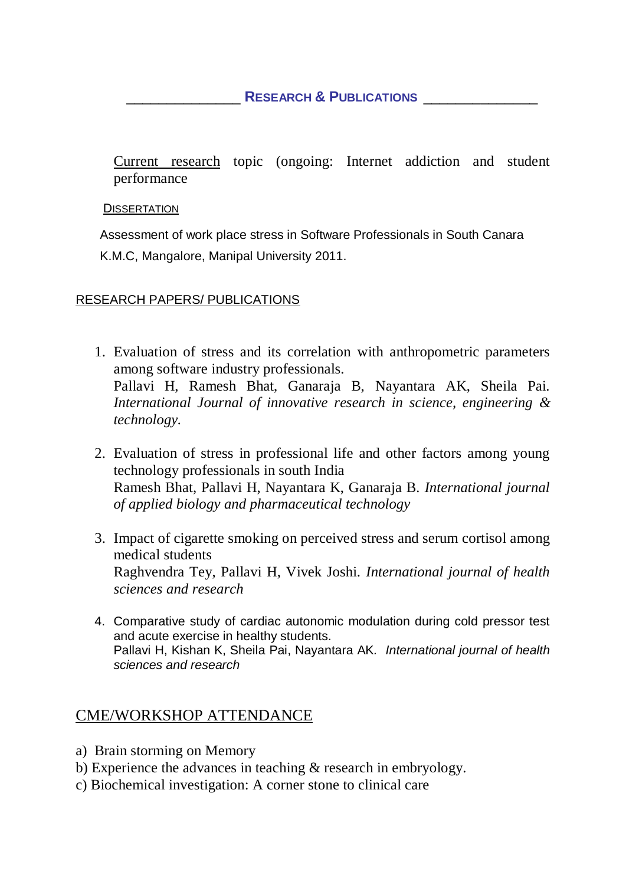## RESEARCH & PUBLICATIONS

Current research topic (ongoing: Internet addiction and student performance

### DISSERTATION

Assessment of work place stress in Software Professionals in South Canara

K.M.C, Mangalore, Manipal University 2011.

### RESEARCH PAPERS/ PUBLICATIONS

1. Evaluation of stress and its correlation with anthropometric parameters among software industry professionals.
   Pallavi H, Ramesh Bhat, Ganaraja B, Nayantara AK, Sheila Pai. *International Journal of innovative research in science, engineering & technology.*

2. Evaluation of stress in professional life and other factors among young technology professionals in south India
   Ramesh Bhat, Pallavi H, Nayantara K, Ganaraja B. *International journal of applied biology and pharmaceutical technology*

3. Impact of cigarette smoking on perceived stress and serum cortisol among medical students
   Raghvendra Tey, Pallavi H, Vivek Joshi. *International journal of health sciences and research*

4. Comparative study of cardiac autonomic modulation during cold pressor test and acute exercise in healthy students.
   Pallavi H, Kishan K, Sheila Pai, Nayantara AK. *International journal of health sciences and research*

### CME/WORKSHOP ATTENDANCE

a) Brain storming on Memory
b) Experience the advances in teaching & research in embryology.
c) Biochemical investigation: A corner stone to clinical care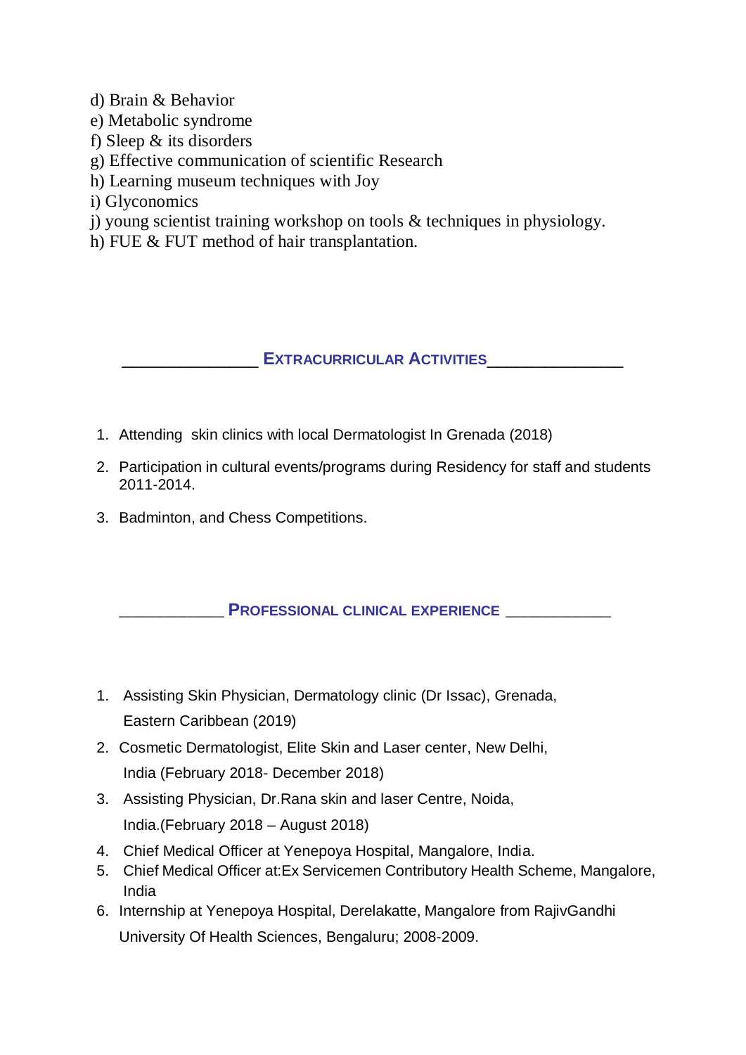d) Brain & Behavior
e) Metabolic syndrome
f) Sleep & its disorders
g) Effective communication of scientific Research
h) Learning museum techniques with Joy
i) Glyconomics
j) young scientist training workshop on tools & techniques in physiology.
h) FUE & FUT method of hair transplantation.

## EXTRACURRICULAR ACTIVITIES

1. Attending skin clinics with local Dermatologist In Grenada (2018)
2. Participation in cultural events/programs during Residency for staff and students 2011-2014.
3. Badminton, and Chess Competitions.

## PROFESSIONAL CLINICAL EXPERIENCE

1. Assisting Skin Physician, Dermatology clinic (Dr Issac), Grenada, Eastern Caribbean (2019)
2. Cosmetic Dermatologist, Elite Skin and Laser center, New Delhi, India (February 2018- December 2018)
3. Assisting Physician, Dr.Rana skin and laser Centre, Noida, India.(February 2018 – August 2018)
4. Chief Medical Officer at Yenepoya Hospital, Mangalore, India.
5. Chief Medical Officer at:Ex Servicemen Contributory Health Scheme, Mangalore, India
6. Internship at Yenepoya Hospital, Derelakatte, Mangalore from RajivGandhi University Of Health Sciences, Bengaluru; 2008-2009.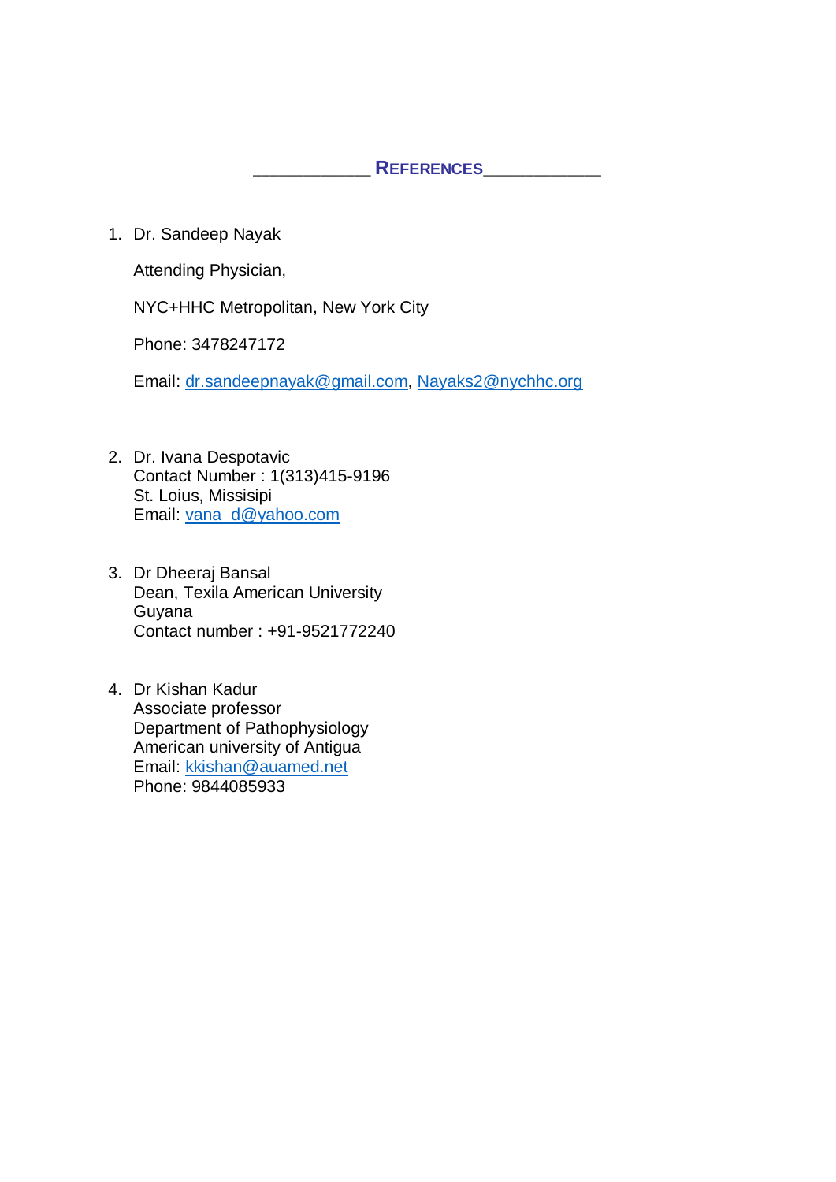## REFERENCES

1. Dr. Sandeep Nayak

   Attending Physician,

   NYC+HHC Metropolitan, New York City

   Phone: 3478247172

   Email: dr.sandeepnayak@gmail.com, Nayaks2@nychhc.org

2. Dr. Ivana Despotavic
   Contact Number : 1(313)415-9196
   St. Loius, Missisipi
   Email: vana_d@yahoo.com

3. Dr Dheeraj Bansal
   Dean, Texila American University
   Guyana
   Contact number : +91-9521772240

4. Dr Kishan Kadur
   Associate professor
   Department of Pathophysiology
   American university of Antigua
   Email: kkishan@auamed.net
   Phone: 9844085933